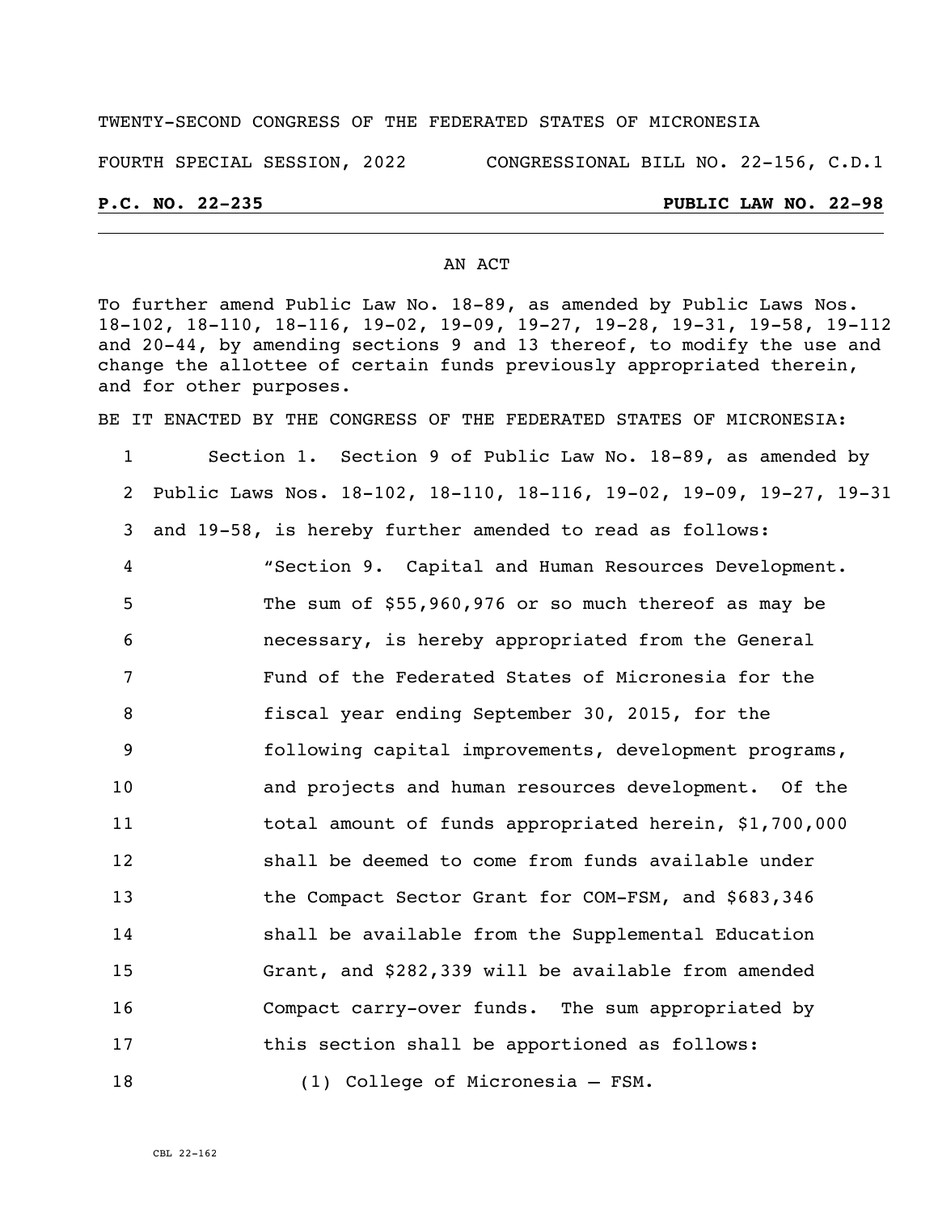TWENTY-SECOND CONGRESS OF THE FEDERATED STATES OF MICRONESIA

FOURTH SPECIAL SESSION, 2022 CONGRESSIONAL BILL NO. 22-156, C.D.1

**P.C. NO. 22-235 PUBLIC LAW NO. 22-98**

AN ACT

To further amend Public Law No. 18-89, as amended by Public Laws Nos. 18-102, 18-110, 18-116, 19-02, 19-09, 19-27, 19-28, 19-31, 19-58, 19-112 and 20-44, by amending sections 9 and 13 thereof, to modify the use and change the allottee of certain funds previously appropriated therein, and for other purposes.

BE IT ENACTED BY THE CONGRESS OF THE FEDERATED STATES OF MICRONESIA:

1 Section 1. Section 9 of Public Law No. 18-89, as amended by
2 Public Laws Nos. 18-102, 18-110, 18-116, 19-02, 19-09, 19-27, 19-31
3 and 19-58, is hereby further amended to read as follows:
4 "Section 9. Capital and Human Resources Development.
5 The sum of $55,960,976 or so much thereof as may be
6 necessary, is hereby appropriated from the General
7 Fund of the Federated States of Micronesia for the
8 fiscal year ending September 30, 2015, for the
9 following capital improvements, development programs,
10 and projects and human resources development. Of the
11 total amount of funds appropriated herein, $1,700,000
12 shall be deemed to come from funds available under
13 the Compact Sector Grant for COM-FSM, and $683,346
14 shall be available from the Supplemental Education
15 Grant, and $282,339 will be available from amended
16 Compact carry-over funds. The sum appropriated by
17 this section shall be apportioned as follows:
18 (1) College of Micronesia – FSM.

CBL 22-162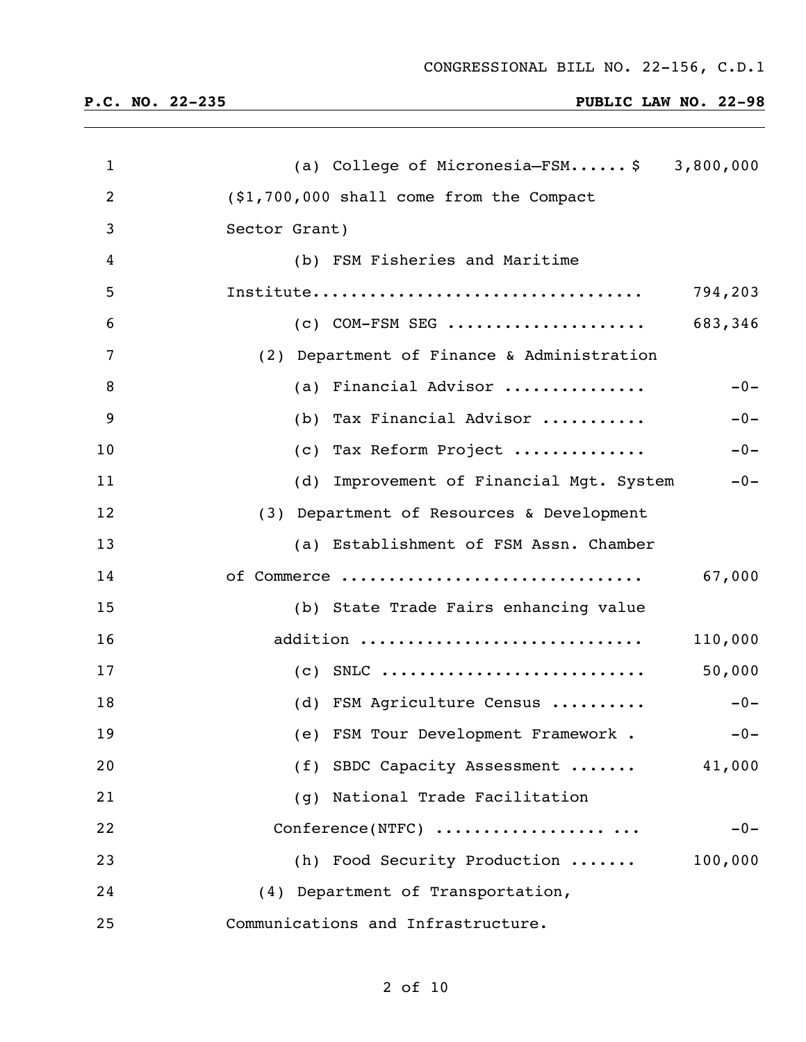(a) College of Micronesia–FSM...... $ 3,800,000
($1,700,000 shall come from the Compact Sector Grant)

(b) FSM Fisheries and Maritime Institute.................................. 794,203

(c) COM-FSM SEG .................... 683,346

(2) Department of Finance & Administration

(a) Financial Advisor ............... -0-

(b) Tax Financial Advisor ........... -0-

(c) Tax Reform Project ............. -0-

(d) Improvement of Financial Mgt. System -0-

(3) Department of Resources & Development

(a) Establishment of FSM Assn. Chamber of Commerce .............................. 67,000

(b) State Trade Fairs enhancing value addition ............................ 110,000

(c) SNLC ........................... 50,000

(d) FSM Agriculture Census .......... -0-

(e) FSM Tour Development Framework . -0-

(f) SBDC Capacity Assessment ....... 41,000

(g) National Trade Facilitation Conference(NTFC) .................. ... -0-

(h) Food Security Production ....... 100,000

(4) Department of Transportation, Communications and Infrastructure.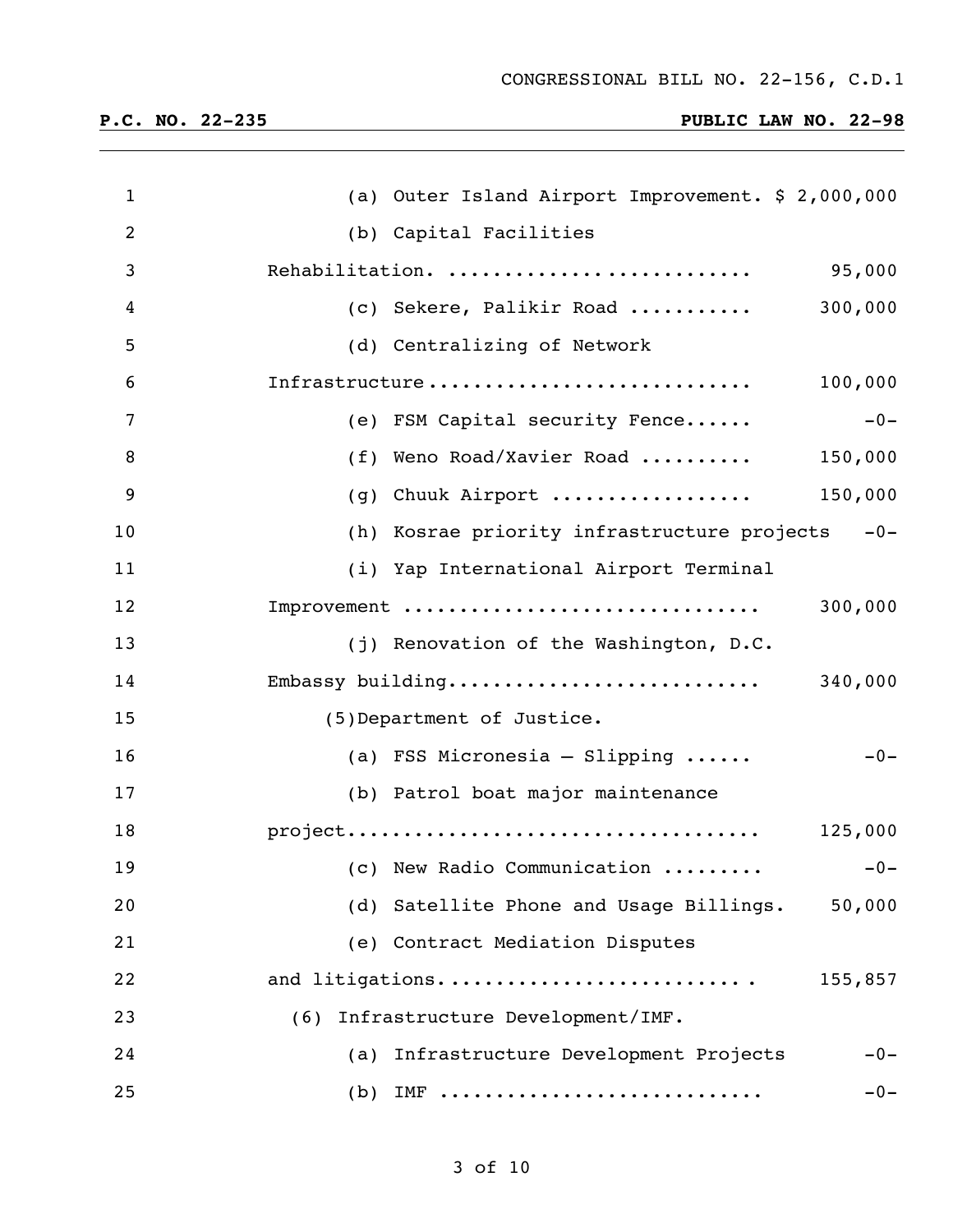(a) Outer Island Airport Improvement. $ 2,000,000

(b) Capital Facilities Rehabilitation. .......................... 95,000

(c) Sekere, Palikir Road ........... 300,000

(d) Centralizing of Network Infrastructure............................ 100,000

(e) FSM Capital security Fence...... -0-

(f) Weno Road/Xavier Road .......... 150,000

(g) Chuuk Airport ................. 150,000

(h) Kosrae priority infrastructure projects -0-

(i) Yap International Airport Terminal Improvement ............................... 300,000

(j) Renovation of the Washington, D.C. Embassy building........................... 340,000

(5) Department of Justice.

(a) FSS Micronesia – Slipping ...... -0-

(b) Patrol boat major maintenance project.................................... 125,000

(c) New Radio Communication ......... -0-

(d) Satellite Phone and Usage Billings. 50,000

(e) Contract Mediation Disputes and litigations.......................... 155,857

(6) Infrastructure Development/IMF.

(a) Infrastructure Development Projects -0-

(b) IMF ............................ -0-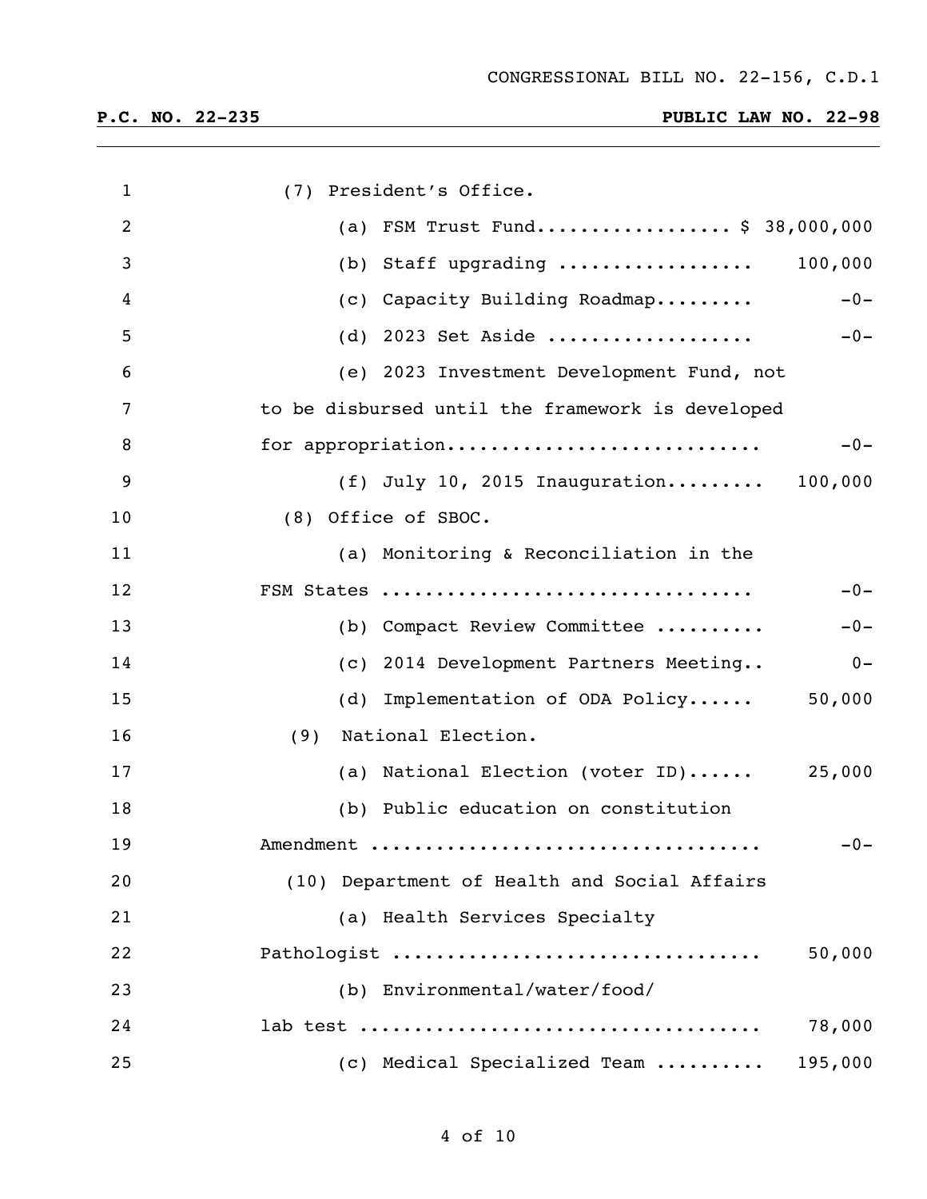(7) President's Office.

(a) FSM Trust Fund.................. $ 38,000,000

(b) Staff upgrading ................. 100,000

(c) Capacity Building Roadmap......... -0-

(d) 2023 Set Aside .................. -0-

(e) 2023 Investment Development Fund, not to be disbursed until the framework is developed for appropriation........................... -0-

(f) July 10, 2015 Inauguration......... 100,000

(8) Office of SBOC.

(a) Monitoring & Reconciliation in the FSM States ................................ -0-

(b) Compact Review Committee .......... -0-

(c) 2014 Development Partners Meeting.. 0-

(d) Implementation of ODA Policy...... 50,000

(9) National Election.

(a) National Election (voter ID)...... 25,000

(b) Public education on constitution Amendment .................................. -0-

(10) Department of Health and Social Affairs

(a) Health Services Specialty Pathologist ................................ 50,000

(b) Environmental/water/food/ lab test .................................... 78,000

(c) Medical Specialized Team .......... 195,000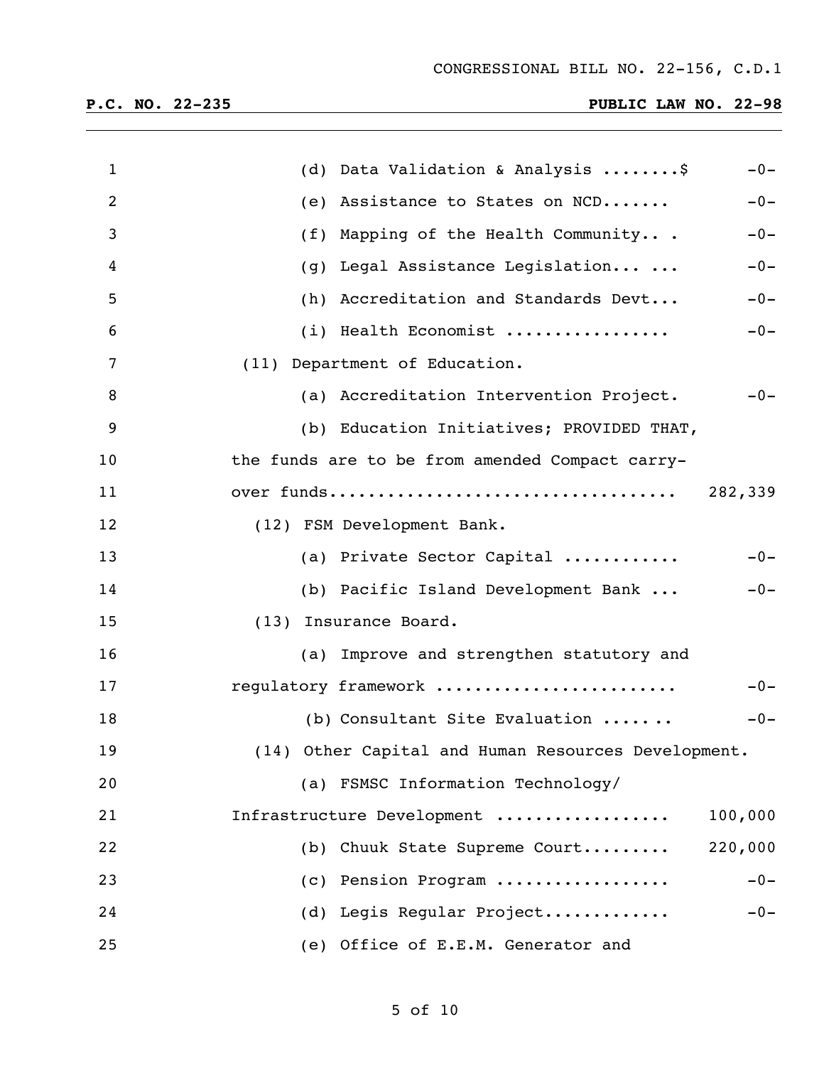(d) Data Validation & Analysis ........$ -0-

(e) Assistance to States on NCD....... -0-

(f) Mapping of the Health Community.. . -0-

(g) Legal Assistance Legislation... ... -0-

(h) Accreditation and Standards Devt... -0-

(i) Health Economist ................ -0-

(11) Department of Education.

(a) Accreditation Intervention Project. -0-

(b) Education Initiatives; PROVIDED THAT, the funds are to be from amended Compact carry-over funds.................................. 282,339

(12) FSM Development Bank.

(a) Private Sector Capital ........... -0-

(b) Pacific Island Development Bank ... -0-

(13) Insurance Board.

(a) Improve and strengthen statutory and regulatory framework ....................... -0-

(b) Consultant Site Evaluation ....... -0-

(14) Other Capital and Human Resources Development.

(a) FSMSC Information Technology/ Infrastructure Development ................. 100,000

(b) Chuuk State Supreme Court......... 220,000

(c) Pension Program ................. -0-

(d) Legis Regular Project............ -0-

(e) Office of E.E.M. Generator and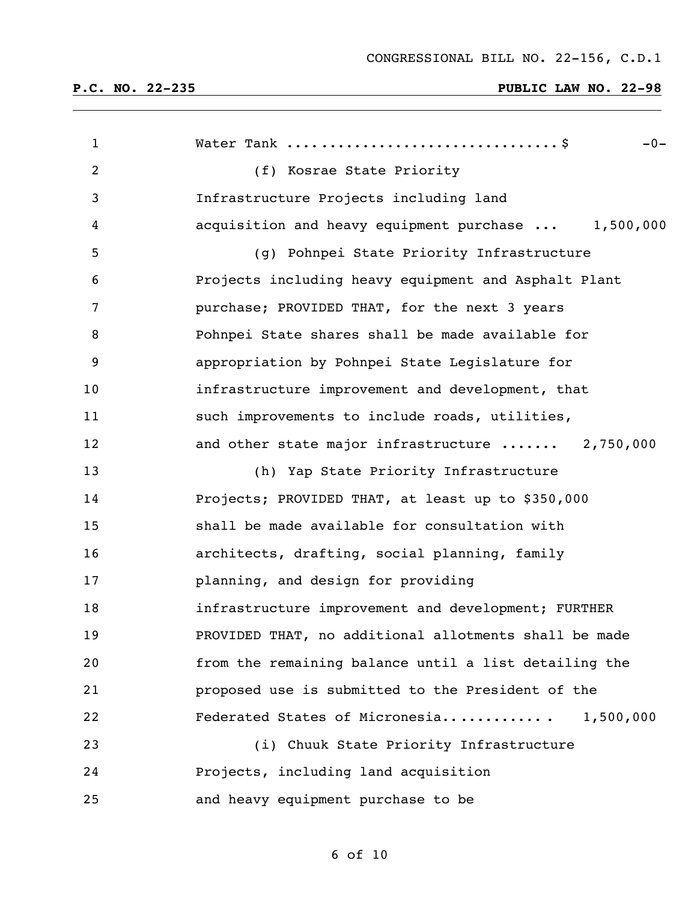Water Tank ................................$ -0-

(f) Kosrae State Priority Infrastructure Projects including land acquisition and heavy equipment purchase ... 1,500,000

(g) Pohnpei State Priority Infrastructure Projects including heavy equipment and Asphalt Plant purchase; PROVIDED THAT, for the next 3 years Pohnpei State shares shall be made available for appropriation by Pohnpei State Legislature for infrastructure improvement and development, that such improvements to include roads, utilities, and other state major infrastructure ....... 2,750,000

(h) Yap State Priority Infrastructure Projects; PROVIDED THAT, at least up to $350,000 shall be made available for consultation with architects, drafting, social planning, family planning, and design for providing infrastructure improvement and development; FURTHER PROVIDED THAT, no additional allotments shall be made from the remaining balance until a list detailing the proposed use is submitted to the President of the Federated States of Micronesia............ 1,500,000

(i) Chuuk State Priority Infrastructure Projects, including land acquisition and heavy equipment purchase to be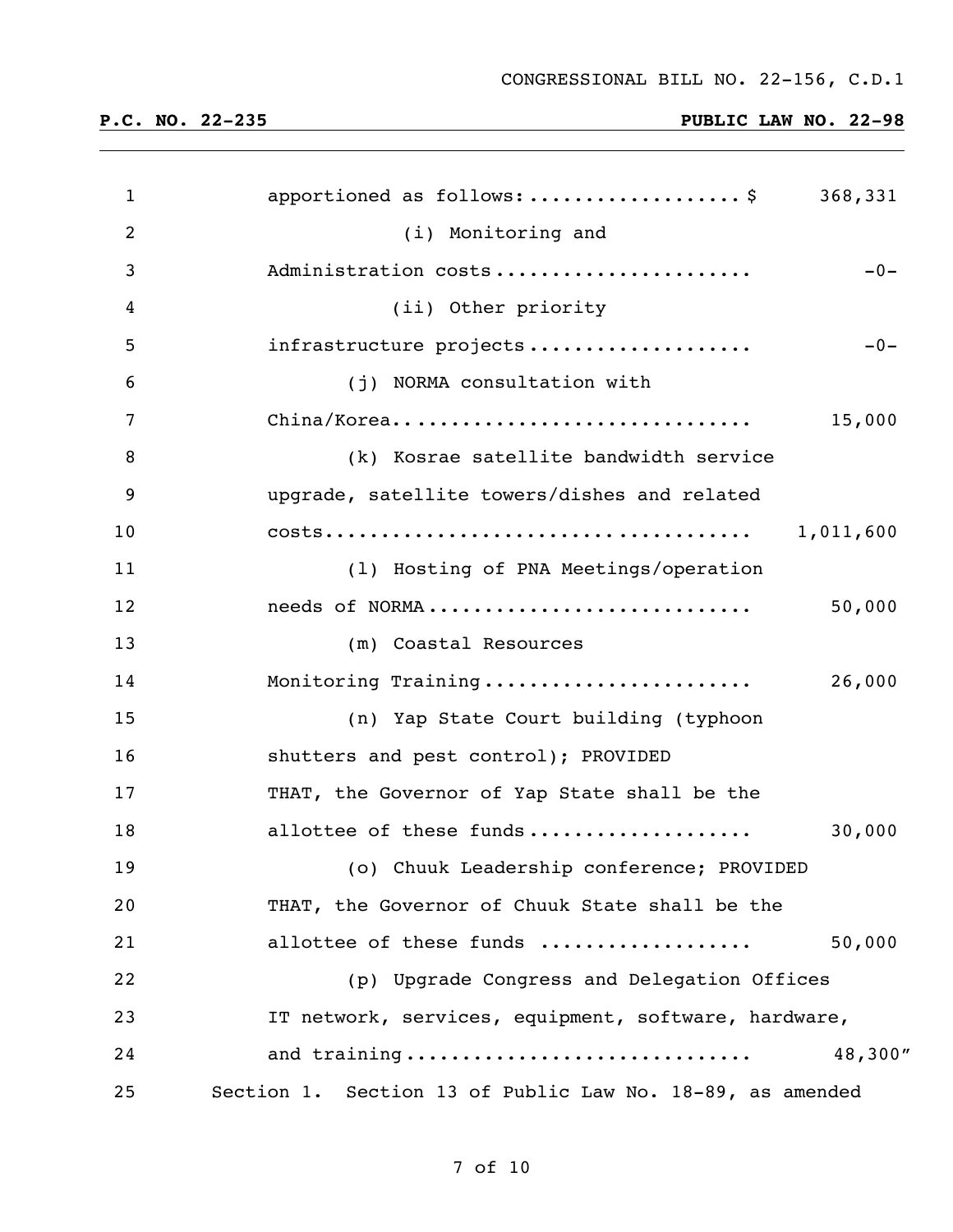apportioned as follows:.................. $ 368,331

(i) Monitoring and Administration costs ....................... -0-

(ii) Other priority infrastructure projects .................... -0-

(j) NORMA consultation with China/Korea................................ 15,000

(k) Kosrae satellite bandwidth service upgrade, satellite towers/dishes and related costs...................................... 1,011,600

(l) Hosting of PNA Meetings/operation needs of NORMA ............................ 50,000

(m) Coastal Resources Monitoring Training....................... 26,000

(n) Yap State Court building (typhoon shutters and pest control); PROVIDED THAT, the Governor of Yap State shall be the allottee of these funds ................... 30,000

(o) Chuuk Leadership conference; PROVIDED THAT, the Governor of Chuuk State shall be the allottee of these funds .................. 50,000

(p) Upgrade Congress and Delegation Offices IT network, services, equipment, software, hardware, and training .............................. 48,300"

Section 1. Section 13 of Public Law No. 18-89, as amended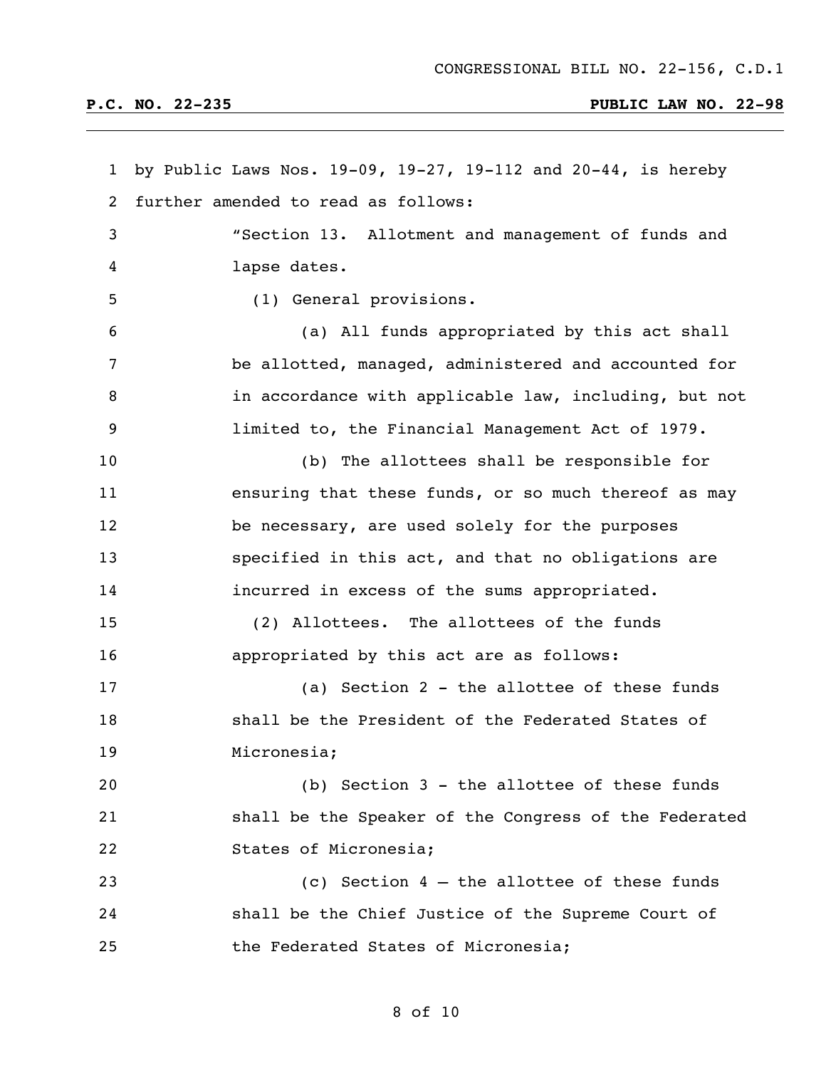by Public Laws Nos. 19-09, 19-27, 19-112 and 20-44, is hereby further amended to read as follows:

"Section 13. Allotment and management of funds and lapse dates.

(1) General provisions.

(a) All funds appropriated by this act shall be allotted, managed, administered and accounted for in accordance with applicable law, including, but not limited to, the Financial Management Act of 1979.

(b) The allottees shall be responsible for ensuring that these funds, or so much thereof as may be necessary, are used solely for the purposes specified in this act, and that no obligations are incurred in excess of the sums appropriated.

(2) Allottees. The allottees of the funds appropriated by this act are as follows:

(a) Section 2 - the allottee of these funds shall be the President of the Federated States of Micronesia;

(b) Section 3 - the allottee of these funds shall be the Speaker of the Congress of the Federated States of Micronesia;

(c) Section 4 – the allottee of these funds shall be the Chief Justice of the Supreme Court of the Federated States of Micronesia;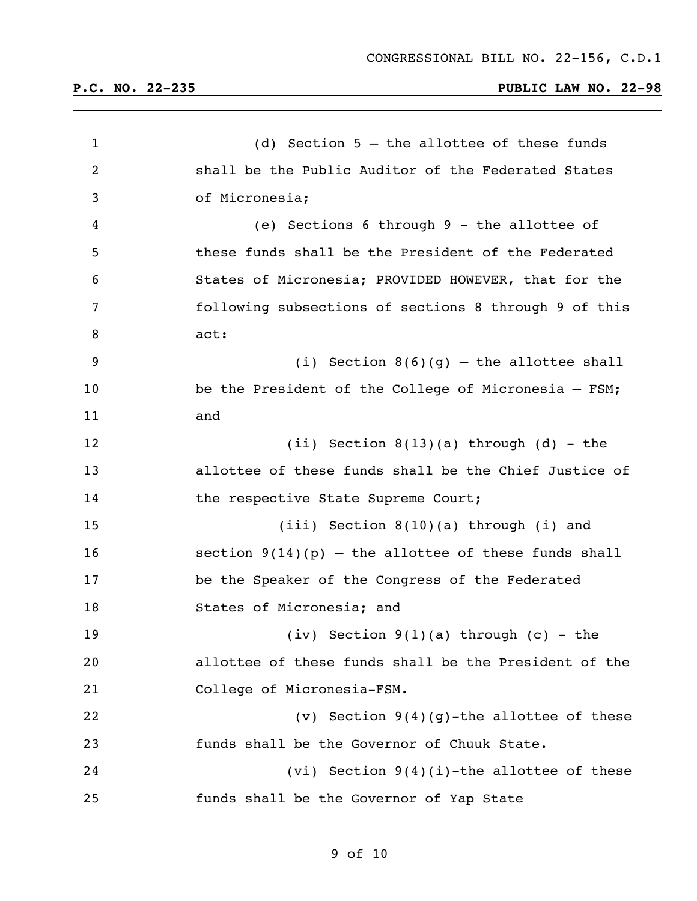(d) Section 5 – the allottee of these funds shall be the Public Auditor of the Federated States of Micronesia;

(e) Sections 6 through 9 - the allottee of these funds shall be the President of the Federated States of Micronesia; PROVIDED HOWEVER, that for the following subsections of sections 8 through 9 of this act:

(i) Section 8(6)(g) – the allottee shall be the President of the College of Micronesia – FSM; and

(ii) Section 8(13)(a) through (d) - the allottee of these funds shall be the Chief Justice of the respective State Supreme Court;

(iii) Section 8(10)(a) through (i) and section 9(14)(p) – the allottee of these funds shall be the Speaker of the Congress of the Federated States of Micronesia; and

(iv) Section 9(1)(a) through (c) - the allottee of these funds shall be the President of the College of Micronesia-FSM.

(v) Section 9(4)(g)-the allottee of these funds shall be the Governor of Chuuk State.

(vi) Section 9(4)(i)-the allottee of these funds shall be the Governor of Yap State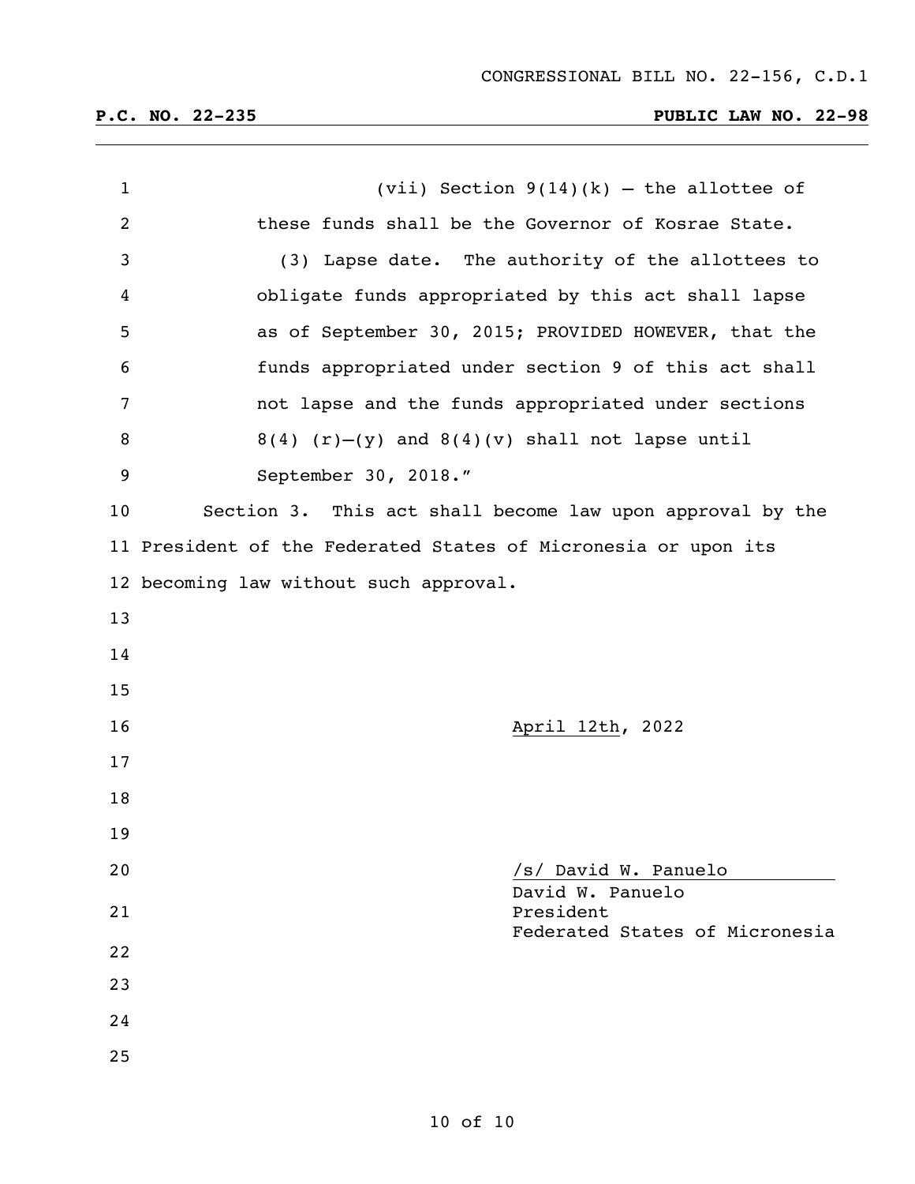(vii) Section 9(14)(k) – the allottee of these funds shall be the Governor of Kosrae State.

(3) Lapse date. The authority of the allottees to obligate funds appropriated by this act shall lapse as of September 30, 2015; PROVIDED HOWEVER, that the funds appropriated under section 9 of this act shall not lapse and the funds appropriated under sections 8(4) (r)–(y) and 8(4)(v) shall not lapse until September 30, 2018."

Section 3. This act shall become law upon approval by the President of the Federated States of Micronesia or upon its becoming law without such approval.

April 12th, 2022

/s/ David W. Panuelo

David W. Panuelo
President
Federated States of Micronesia